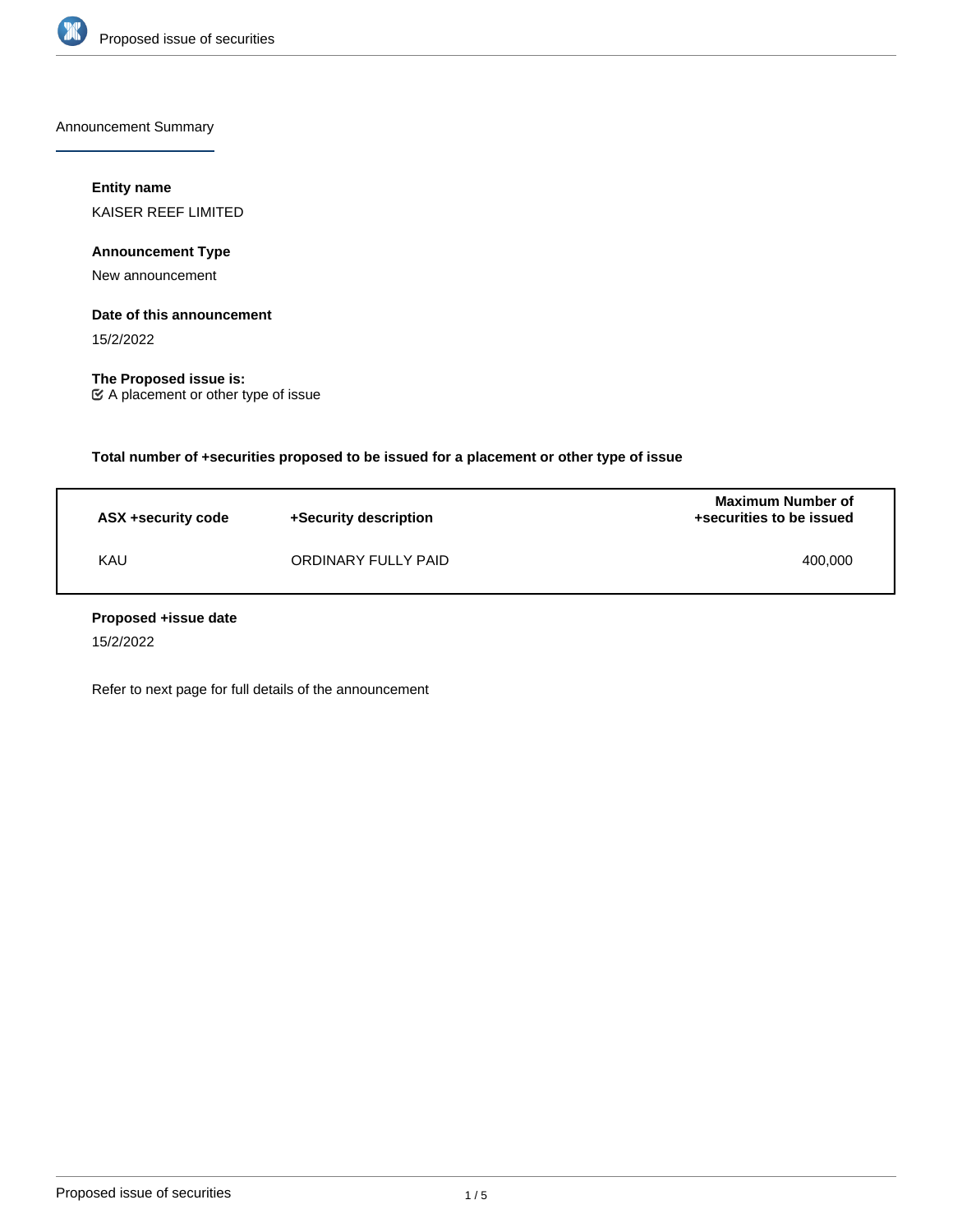Announcement Summary

**Entity name**

KAISER REEF LIMITED

**Announcement Type**

New announcement

**Date of this announcement**

15/2/2022

**The Proposed issue is:**

☑ A placement or other type of issue

**Total number of +securities proposed to be issued for a placement or other type of issue**

| ASX +security code | +Security description | Maximum Number of +securities to be issued |
|---|---|---|
| KAU | ORDINARY FULLY PAID | 400,000 |

**Proposed +issue date**

15/2/2022

Refer to next page for full details of the announcement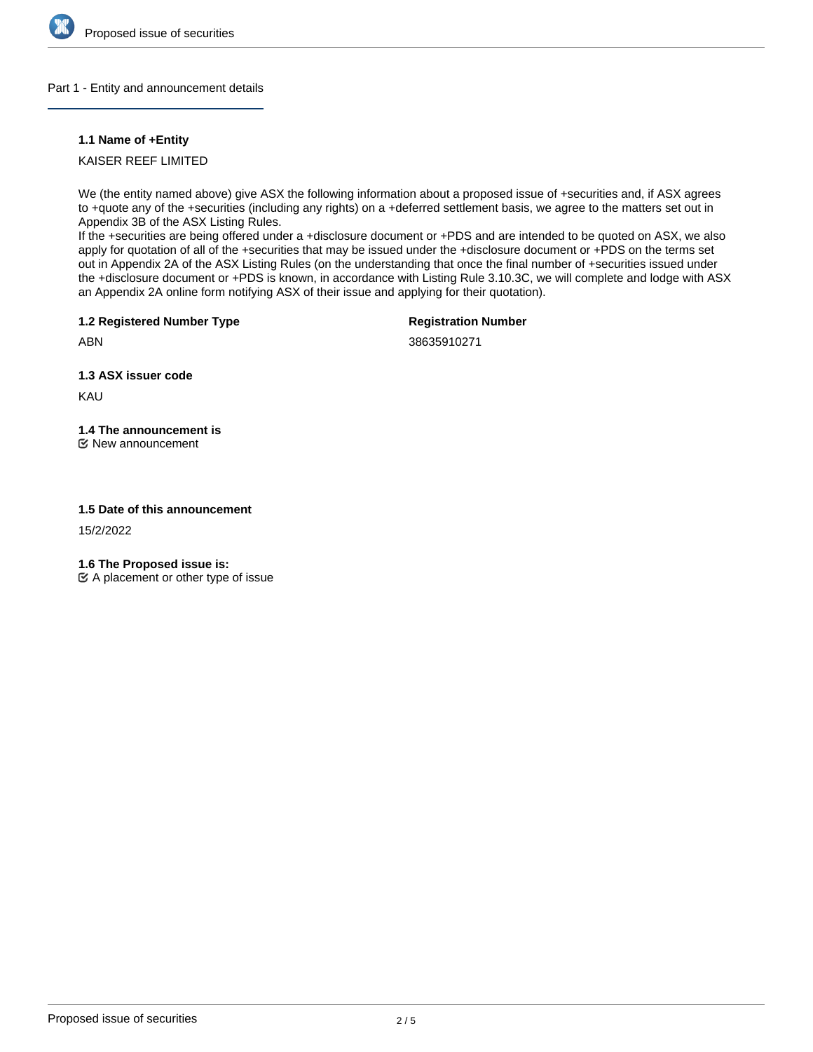## Part 1 - Entity and announcement details

### 1.1 Name of +Entity

KAISER REEF LIMITED

We (the entity named above) give ASX the following information about a proposed issue of +securities and, if ASX agrees to +quote any of the +securities (including any rights) on a +deferred settlement basis, we agree to the matters set out in Appendix 3B of the ASX Listing Rules.
If the +securities are being offered under a +disclosure document or +PDS and are intended to be quoted on ASX, we also apply for quotation of all of the +securities that may be issued under the +disclosure document or +PDS on the terms set out in Appendix 2A of the ASX Listing Rules (on the understanding that once the final number of +securities issued under the +disclosure document or +PDS is known, in accordance with Listing Rule 3.10.3C, we will complete and lodge with ASX an Appendix 2A online form notifying ASX of their issue and applying for their quotation).

### 1.2 Registered Number Type

ABN

**Registration Number**

38635910271

### 1.3 ASX issuer code

KAU

### 1.4 The announcement is

☑ New announcement

### 1.5 Date of this announcement

15/2/2022

### 1.6 The Proposed issue is:

☑ A placement or other type of issue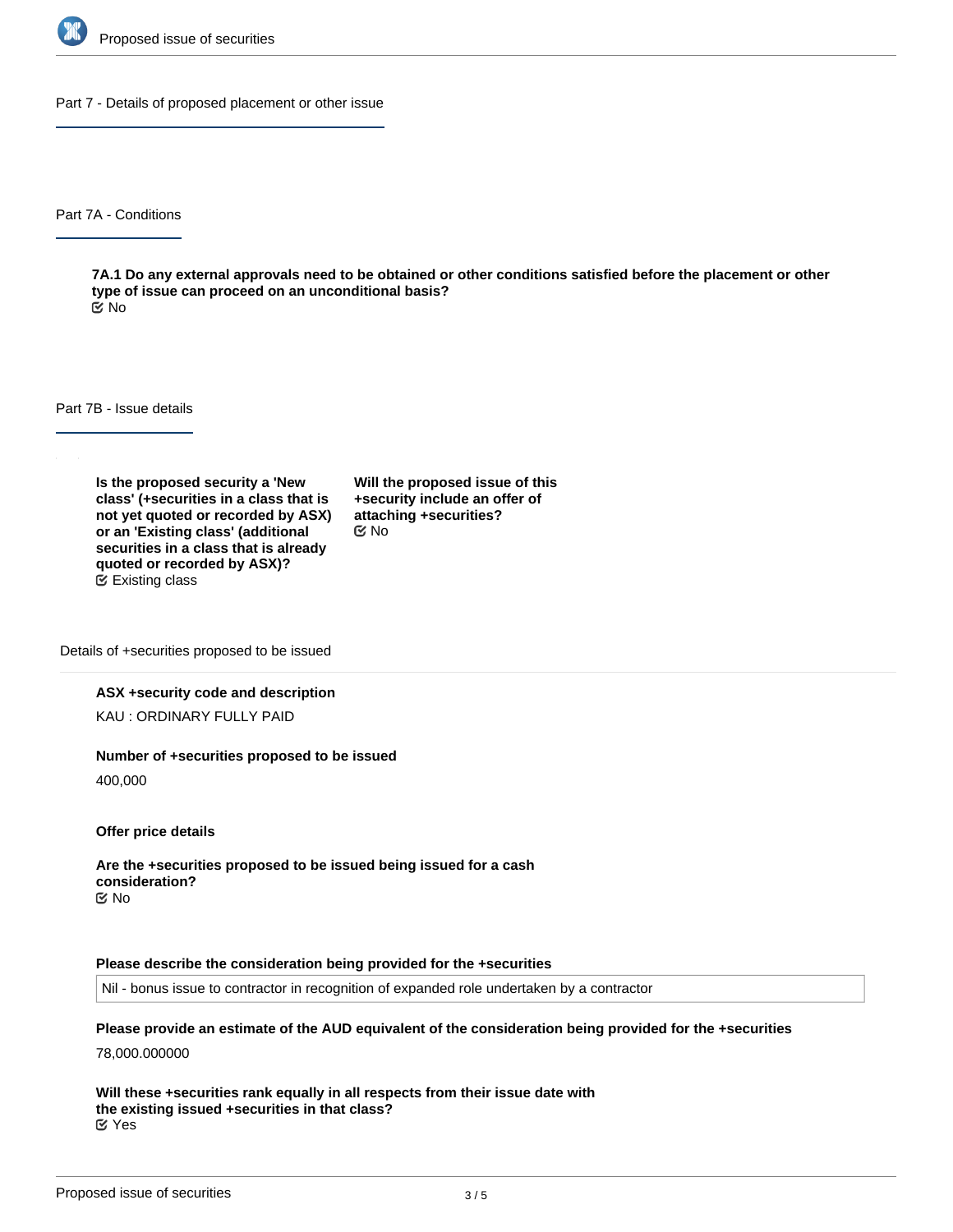## Part 7 - Details of proposed placement or other issue

### Part 7A - Conditions

**7A.1 Do any external approvals need to be obtained or other conditions satisfied before the placement or other type of issue can proceed on an unconditional basis?**

No

### Part 7B - Issue details

**Is the proposed security a 'New class' (+securities in a class that is not yet quoted or recorded by ASX) or an 'Existing class' (additional securities in a class that is already quoted or recorded by ASX)?**

Existing class

**Will the proposed issue of this +security include an offer of attaching +securities?**

No

#### Details of +securities proposed to be issued

**ASX +security code and description**

KAU : ORDINARY FULLY PAID

**Number of +securities proposed to be issued**

400,000

**Offer price details**

**Are the +securities proposed to be issued being issued for a cash consideration?**

No

**Please describe the consideration being provided for the +securities**

Nil - bonus issue to contractor in recognition of expanded role undertaken by a contractor

**Please provide an estimate of the AUD equivalent of the consideration being provided for the +securities**

78,000.000000

**Will these +securities rank equally in all respects from their issue date with the existing issued +securities in that class?**

Yes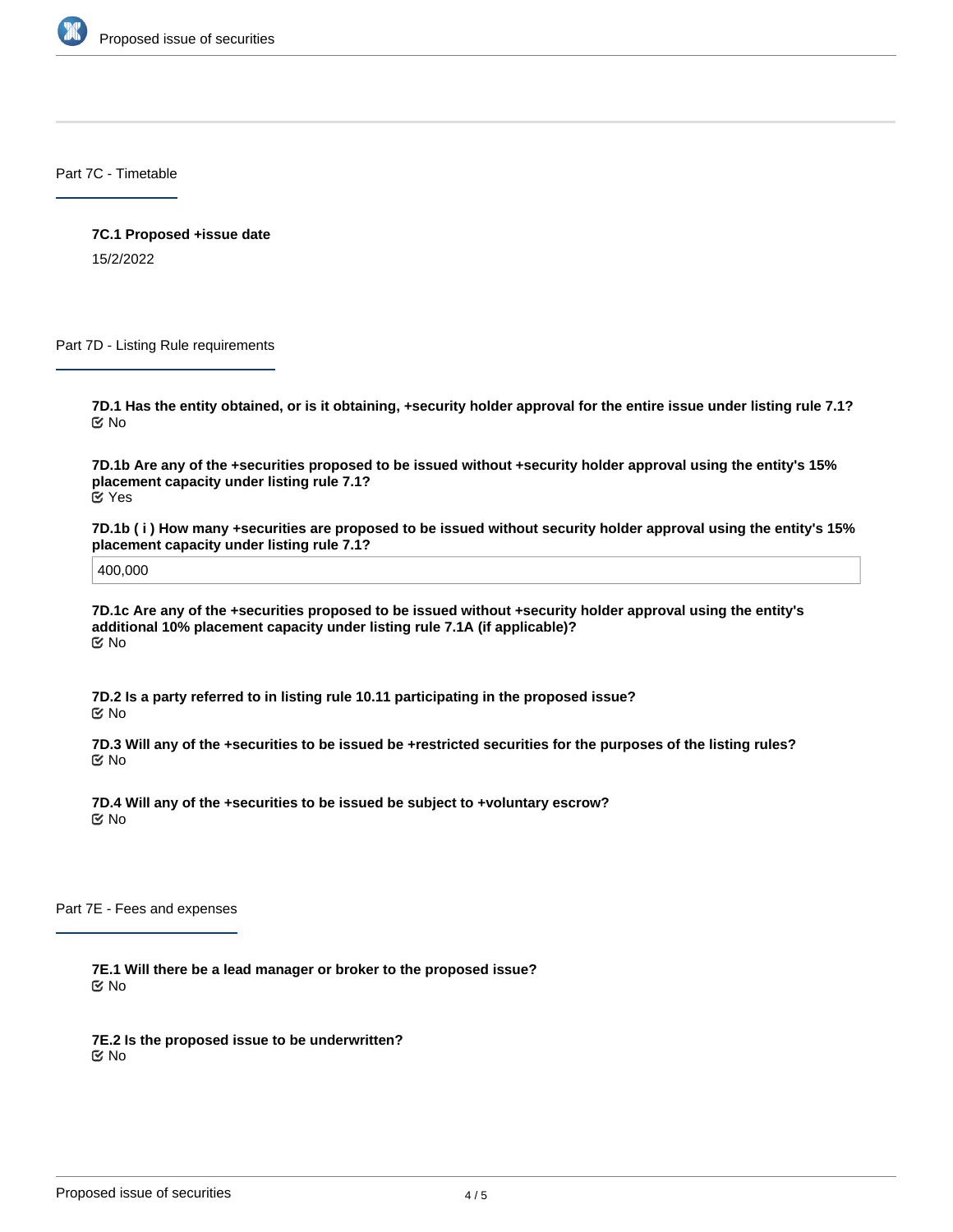## Part 7C - Timetable

**7C.1 Proposed +issue date**

15/2/2022

## Part 7D - Listing Rule requirements

**7D.1 Has the entity obtained, or is it obtaining, +security holder approval for the entire issue under listing rule 7.1?**

No

**7D.1b Are any of the +securities proposed to be issued without +security holder approval using the entity's 15% placement capacity under listing rule 7.1?**

Yes

**7D.1b ( i ) How many +securities are proposed to be issued without security holder approval using the entity's 15% placement capacity under listing rule 7.1?**

400,000

**7D.1c Are any of the +securities proposed to be issued without +security holder approval using the entity's additional 10% placement capacity under listing rule 7.1A (if applicable)?**

No

**7D.2 Is a party referred to in listing rule 10.11 participating in the proposed issue?**

No

**7D.3 Will any of the +securities to be issued be +restricted securities for the purposes of the listing rules?**

No

**7D.4 Will any of the +securities to be issued be subject to +voluntary escrow?**

No

## Part 7E - Fees and expenses

**7E.1 Will there be a lead manager or broker to the proposed issue?**

No

**7E.2 Is the proposed issue to be underwritten?**

No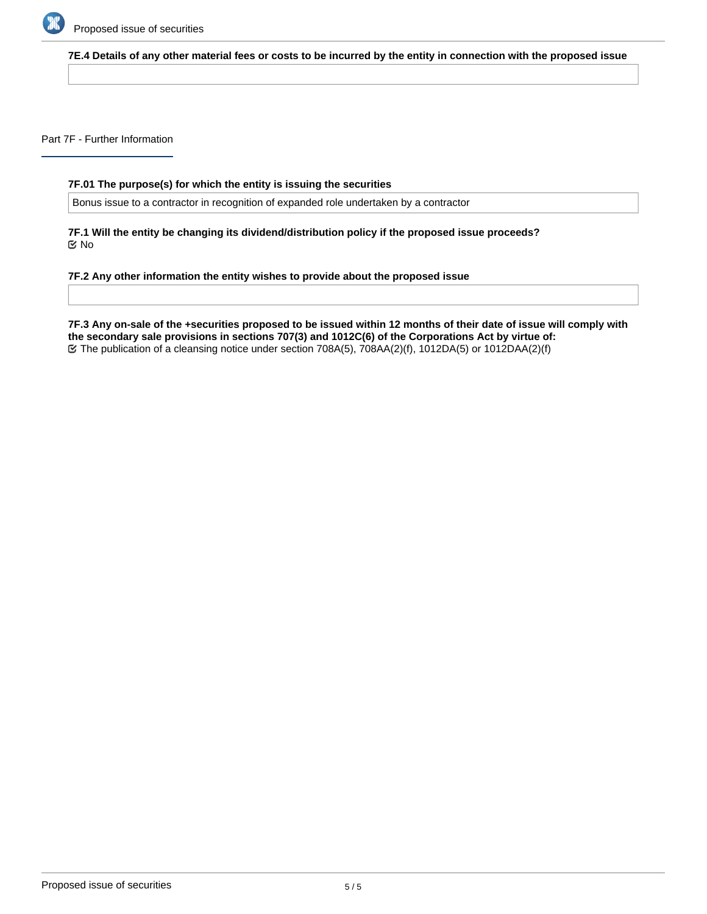**7E.4 Details of any other material fees or costs to be incurred by the entity in connection with the proposed issue**

## Part 7F - Further Information

**7F.01 The purpose(s) for which the entity is issuing the securities**

Bonus issue to a contractor in recognition of expanded role undertaken by a contractor

**7F.1 Will the entity be changing its dividend/distribution policy if the proposed issue proceeds?**

☑ No

**7F.2 Any other information the entity wishes to provide about the proposed issue**

**7F.3 Any on-sale of the +securities proposed to be issued within 12 months of their date of issue will comply with the secondary sale provisions in sections 707(3) and 1012C(6) of the Corporations Act by virtue of:**

☑ The publication of a cleansing notice under section 708A(5), 708AA(2)(f), 1012DA(5) or 1012DAA(2)(f)